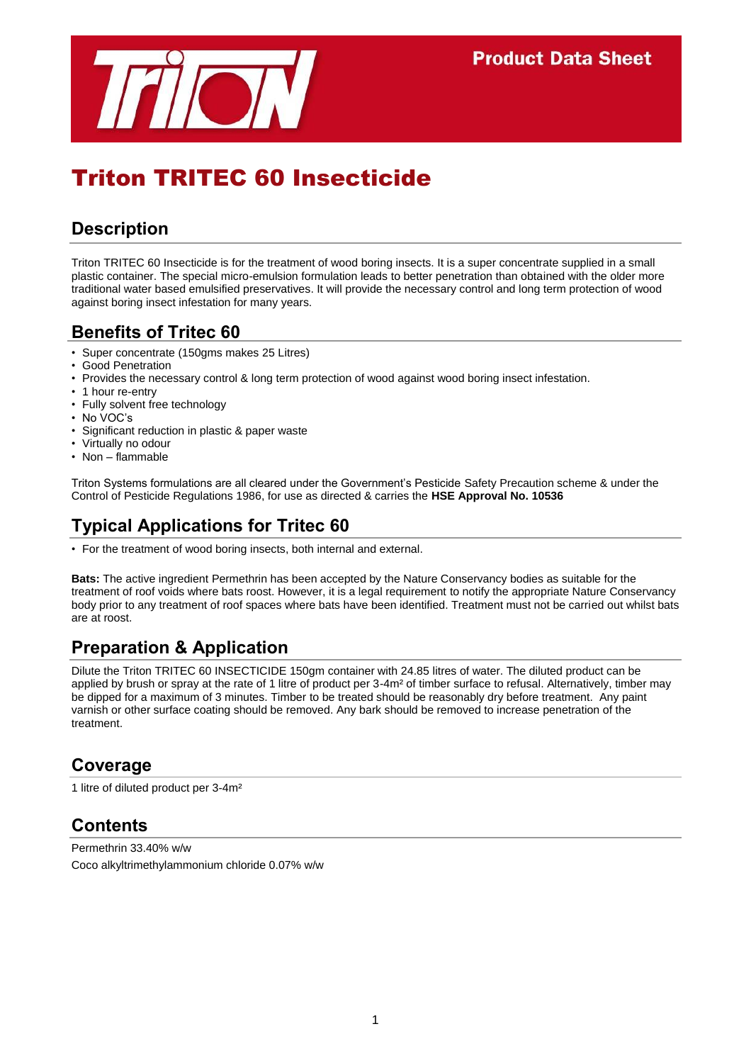Product Data Sheet

# Triton TRITEC 60 Insecticide

## Description

Triton TRITEC 60 Insecticide is for the treatment of wood boring insects. It is a super concentrate supplied in a small plastic container. The special micro-emulsion formulation leads to better penetration than obtained with the older more traditional water based emulsified preservatives. It will provide the necessary control and long term protection of wood against boring insect infestation for many years.

## Benefits of Tritec 60

- Super concentrate (150gms makes 25 Litres)
- Good Penetration
- Provides the necessary control & long term protection of wood against wood boring insect infestation.
- 1 hour re-entry
- Fully solvent free technology
- No VOC's
- Significant reduction in plastic & paper waste
- Virtually no odour
- Non – flammable

Triton Systems formulations are all cleared under the Government's Pesticide Safety Precaution scheme & under the Control of Pesticide Regulations 1986, for use as directed & carries the **HSE Approval No. 10536**

## Typical Applications for Tritec 60

- For the treatment of wood boring insects, both internal and external.

**Bats:** The active ingredient Permethrin has been accepted by the Nature Conservancy bodies as suitable for the treatment of roof voids where bats roost. However, it is a legal requirement to notify the appropriate Nature Conservancy body prior to any treatment of roof spaces where bats have been identified. Treatment must not be carried out whilst bats are at roost.

## Preparation & Application

Dilute the Triton TRITEC 60 INSECTICIDE 150gm container with 24.85 litres of water. The diluted product can be applied by brush or spray at the rate of 1 litre of product per 3-4m² of timber surface to refusal. Alternatively, timber may be dipped for a maximum of 3 minutes. Timber to be treated should be reasonably dry before treatment. Any paint varnish or other surface coating should be removed. Any bark should be removed to increase penetration of the treatment.

## Coverage

1 litre of diluted product per 3-4m²

## Contents

Permethrin 33.40% w/w

Coco alkyltrimethylammonium chloride 0.07% w/w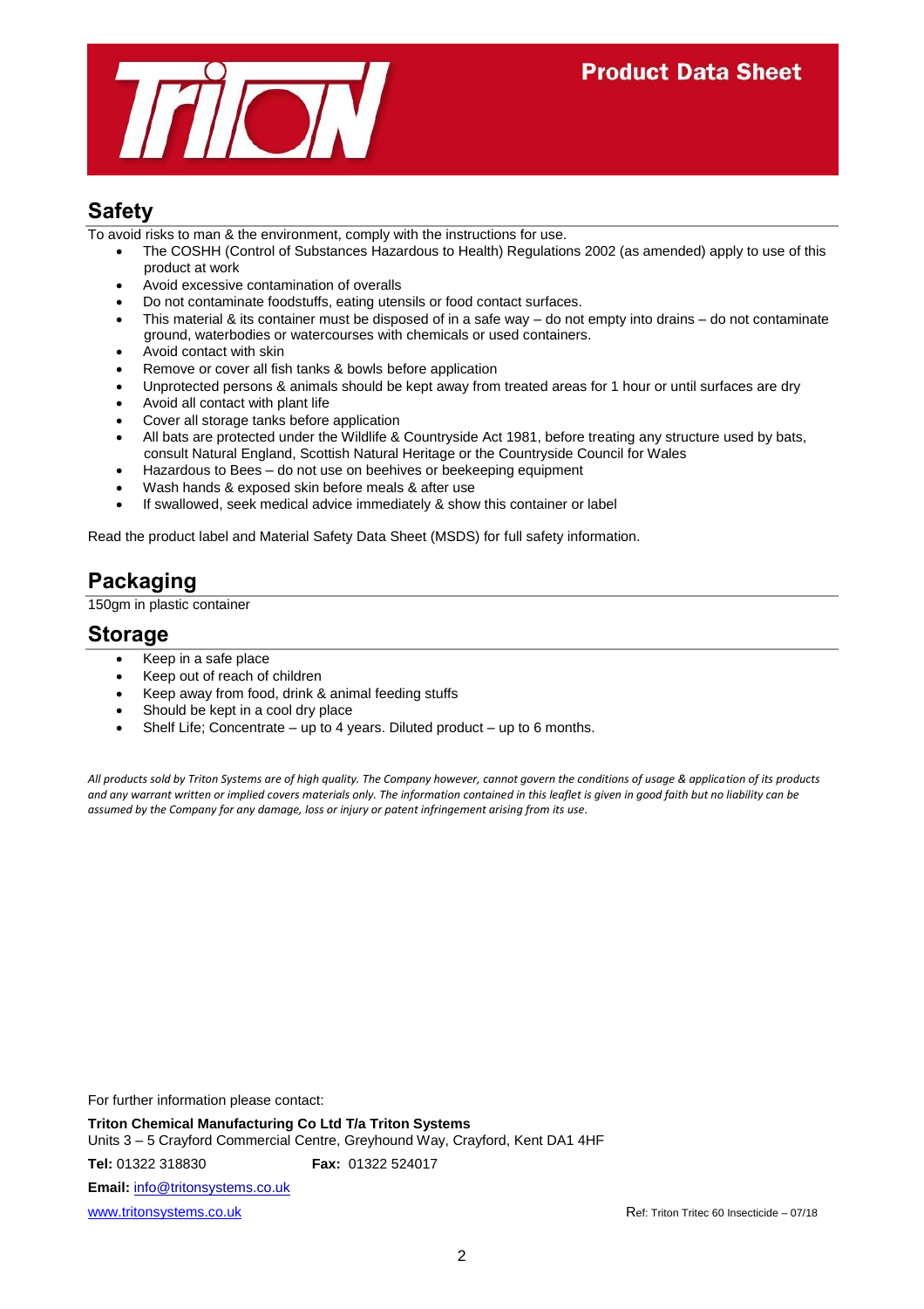## Safety

To avoid risks to man & the environment, comply with the instructions for use.

- The COSHH (Control of Substances Hazardous to Health) Regulations 2002 (as amended) apply to use of this product at work
- Avoid excessive contamination of overalls
- Do not contaminate foodstuffs, eating utensils or food contact surfaces.
- This material & its container must be disposed of in a safe way – do not empty into drains – do not contaminate ground, waterbodies or watercourses with chemicals or used containers.
- Avoid contact with skin
- Remove or cover all fish tanks & bowls before application
- Unprotected persons & animals should be kept away from treated areas for 1 hour or until surfaces are dry
- Avoid all contact with plant life
- Cover all storage tanks before application
- All bats are protected under the Wildlife & Countryside Act 1981, before treating any structure used by bats, consult Natural England, Scottish Natural Heritage or the Countryside Council for Wales
- Hazardous to Bees – do not use on beehives or beekeeping equipment
- Wash hands & exposed skin before meals & after use
- If swallowed, seek medical advice immediately & show this container or label

Read the product label and Material Safety Data Sheet (MSDS) for full safety information.

## Packaging

150gm in plastic container

## Storage

- Keep in a safe place
- Keep out of reach of children
- Keep away from food, drink & animal feeding stuffs
- Should be kept in a cool dry place
- Shelf Life; Concentrate – up to 4 years. Diluted product – up to 6 months.

*All products sold by Triton Systems are of high quality. The Company however, cannot govern the conditions of usage & application of its products and any warrant written or implied covers materials only. The information contained in this leaflet is given in good faith but no liability can be assumed by the Company for any damage, loss or injury or patent infringement arising from its use.*

For further information please contact:

**Triton Chemical Manufacturing Co Ltd T/a Triton Systems**
Units 3 – 5 Crayford Commercial Centre, Greyhound Way, Crayford, Kent DA1 4HF

**Tel:** 01322 318830 **Fax:** 01322 524017

**Email:** info@tritonsystems.co.uk

www.tritonsystems.co.uk

Ref: Triton Tritec 60 Insecticide – 07/18